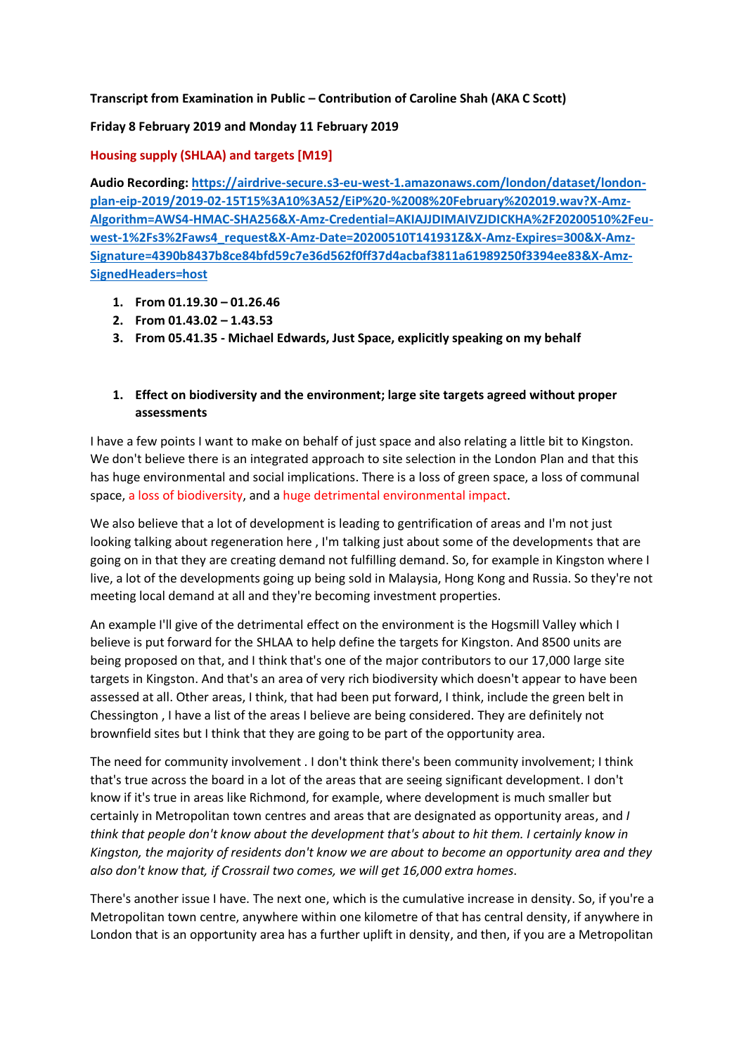**Transcript from Examination in Public – Contribution of Caroline Shah (AKA C Scott)**

**Friday 8 February 2019 and Monday 11 February 2019**

**Housing supply (SHLAA) and targets [M19]**

**Audio Recording:** [https://airdrive-secure.s3-eu-west-1.amazonaws.com/london/dataset/london-plan-eip-2019/2019-02-15T15%3A10%3A52/EiP%20-%2008%20February%202019.wav?X-Amz-Algorithm=AWS4-HMAC-SHA256&X-Amz-Credential=AKIAJJDIMAIVZJDICKHA%2F20200510%2Feu-west-1%2Fs3%2Faws4_request&X-Amz-Date=20200510T141931Z&X-Amz-Expires=300&X-Amz-Signature=4390b8437b8ce84bfd59c7e36d562f0ff37d4acbaf3811a61989250f3394ee83&X-Amz-SignedHeaders=host](https://airdrive-secure.s3-eu-west-1.amazonaws.com/london/dataset/london-plan-eip-2019/2019-02-15T15%3A10%3A52/EiP%20-%2008%20February%202019.wav?X-Amz-Algorithm=AWS4-HMAC-SHA256&X-Amz-Credential=AKIAJJDIMAIVZJDICKHA%2F20200510%2Feu-west-1%2Fs3%2Faws4_request&X-Amz-Date=20200510T141931Z&X-Amz-Expires=300&X-Amz-Signature=4390b8437b8ce84bfd59c7e36d562f0ff37d4acbaf3811a61989250f3394ee83&X-Amz-SignedHeaders=host)

1. **From 01.19.30 – 01.26.46**
2. **From 01.43.02 – 1.43.53**
3. **From 05.41.35 - Michael Edwards, Just Space, explicitly speaking on my behalf**

1. **Effect on biodiversity and the environment; large site targets agreed without proper assessments**

I have a few points I want to make on behalf of just space and also relating a little bit to Kingston. We don't believe there is an integrated approach to site selection in the London Plan and that this has huge environmental and social implications. There is a loss of green space, a loss of communal space, a loss of biodiversity, and a huge detrimental environmental impact.

We also believe that a lot of development is leading to gentrification of areas and I'm not just looking talking about regeneration here , I'm talking just about some of the developments that are going on in that they are creating demand not fulfilling demand. So, for example in Kingston where I live, a lot of the developments going up being sold in Malaysia, Hong Kong and Russia. So they're not meeting local demand at all and they're becoming investment properties.

An example I'll give of the detrimental effect on the environment is the Hogsmill Valley which I believe is put forward for the SHLAA to help define the targets for Kingston. And 8500 units are being proposed on that, and I think that's one of the major contributors to our 17,000 large site targets in Kingston. And that's an area of very rich biodiversity which doesn't appear to have been assessed at all. Other areas, I think, that had been put forward, I think, include the green belt in Chessington , I have a list of the areas I believe are being considered. They are definitely not brownfield sites but I think that they are going to be part of the opportunity area.

The need for community involvement . I don't think there's been community involvement; I think that's true across the board in a lot of the areas that are seeing significant development. I don't know if it's true in areas like Richmond, for example, where development is much smaller but certainly in Metropolitan town centres and areas that are designated as opportunity areas, and *I think that people don't know about the development that's about to hit them. I certainly know in Kingston, the majority of residents don't know we are about to become an opportunity area and they also don't know that, if Crossrail two comes, we will get 16,000 extra homes*.

There's another issue I have. The next one, which is the cumulative increase in density. So, if you're a Metropolitan town centre, anywhere within one kilometre of that has central density, if anywhere in London that is an opportunity area has a further uplift in density, and then, if you are a Metropolitan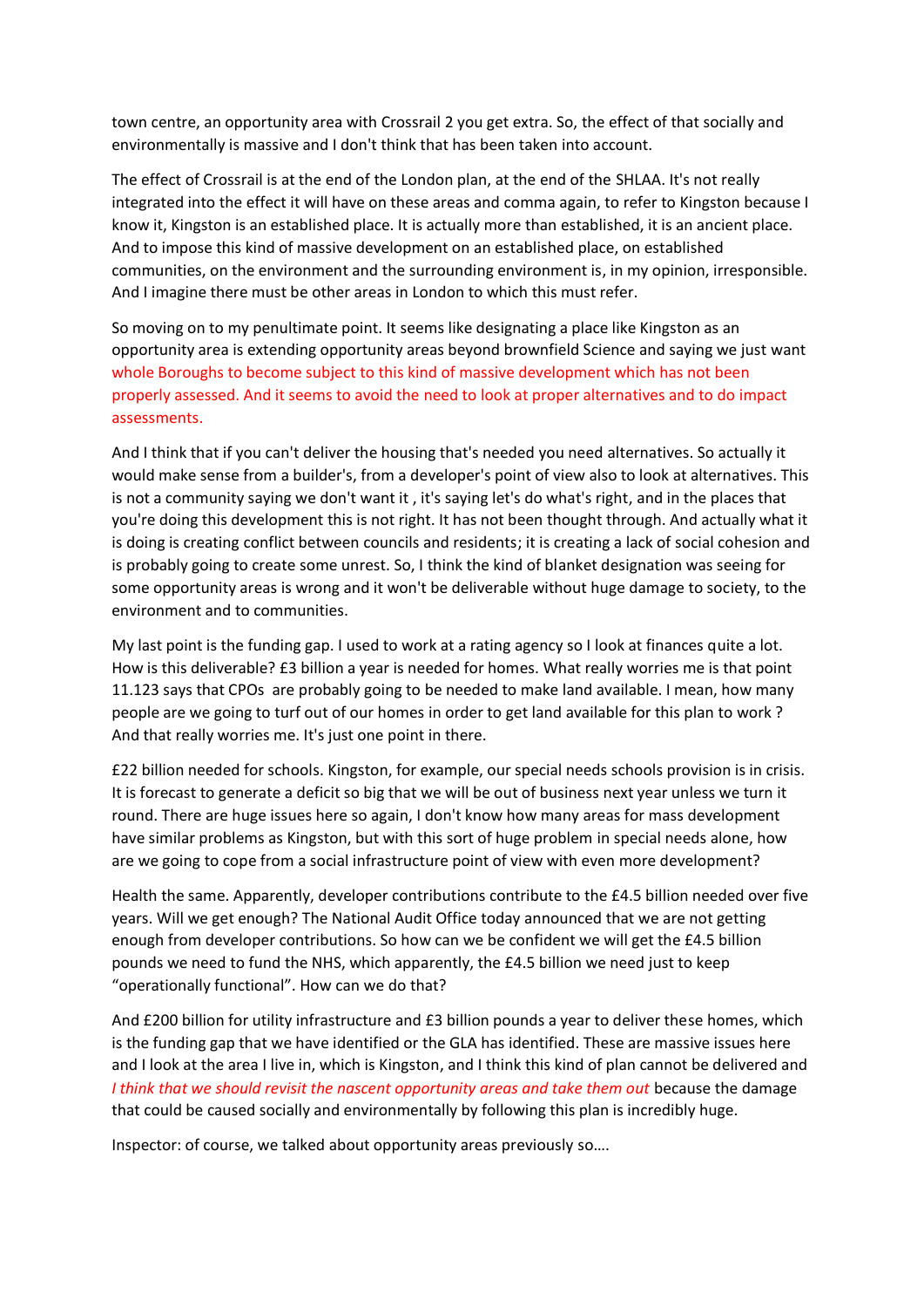town centre, an opportunity area with Crossrail 2 you get extra. So, the effect of that socially and environmentally is massive and I don't think that has been taken into account.

The effect of Crossrail is at the end of the London plan, at the end of the SHLAA. It's not really integrated into the effect it will have on these areas and comma again, to refer to Kingston because I know it, Kingston is an established place. It is actually more than established, it is an ancient place. And to impose this kind of massive development on an established place, on established communities, on the environment and the surrounding environment is, in my opinion, irresponsible. And I imagine there must be other areas in London to which this must refer.

So moving on to my penultimate point. It seems like designating a place like Kingston as an opportunity area is extending opportunity areas beyond brownfield Science and saying we just want whole Boroughs to become subject to this kind of massive development which has not been properly assessed. And it seems to avoid the need to look at proper alternatives and to do impact assessments.

And I think that if you can't deliver the housing that's needed you need alternatives. So actually it would make sense from a builder's, from a developer's point of view also to look at alternatives. This is not a community saying we don't want it , it's saying let's do what's right, and in the places that you're doing this development this is not right. It has not been thought through. And actually what it is doing is creating conflict between councils and residents; it is creating a lack of social cohesion and is probably going to create some unrest. So, I think the kind of blanket designation was seeing for some opportunity areas is wrong and it won't be deliverable without huge damage to society, to the environment and to communities.

My last point is the funding gap. I used to work at a rating agency so I look at finances quite a lot. How is this deliverable? £3 billion a year is needed for homes. What really worries me is that point 11.123 says that CPOs are probably going to be needed to make land available. I mean, how many people are we going to turf out of our homes in order to get land available for this plan to work ? And that really worries me. It's just one point in there.

£22 billion needed for schools. Kingston, for example, our special needs schools provision is in crisis. It is forecast to generate a deficit so big that we will be out of business next year unless we turn it round. There are huge issues here so again, I don't know how many areas for mass development have similar problems as Kingston, but with this sort of huge problem in special needs alone, how are we going to cope from a social infrastructure point of view with even more development?

Health the same. Apparently, developer contributions contribute to the £4.5 billion needed over five years. Will we get enough? The National Audit Office today announced that we are not getting enough from developer contributions. So how can we be confident we will get the £4.5 billion pounds we need to fund the NHS, which apparently, the £4.5 billion we need just to keep "operationally functional". How can we do that?

And £200 billion for utility infrastructure and £3 billion pounds a year to deliver these homes, which is the funding gap that we have identified or the GLA has identified. These are massive issues here and I look at the area I live in, which is Kingston, and I think this kind of plan cannot be delivered and *I think that we should revisit the nascent opportunity areas and take them out* because the damage that could be caused socially and environmentally by following this plan is incredibly huge.

Inspector: of course, we talked about opportunity areas previously so….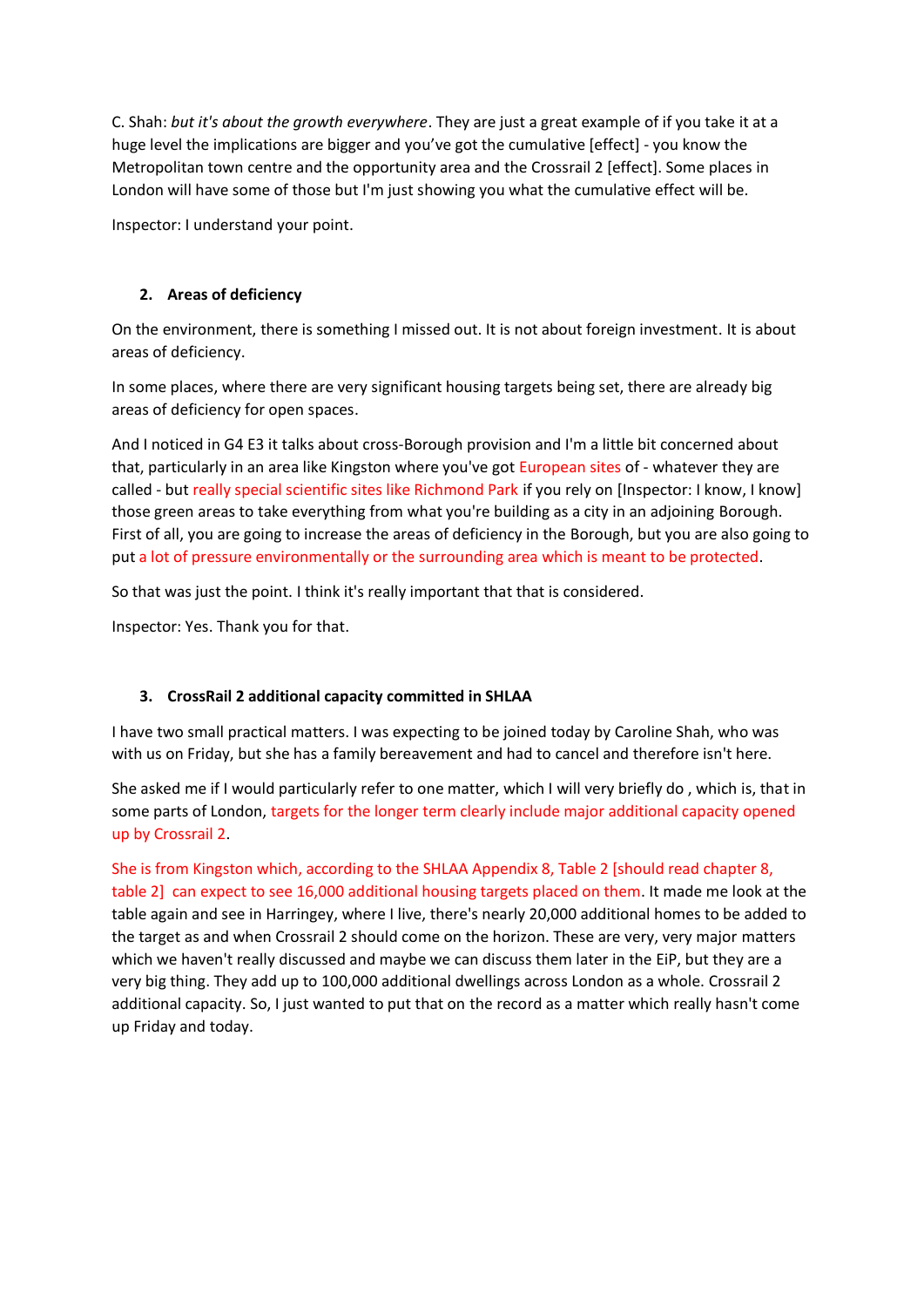C. Shah: *but it's about the growth everywhere*. They are just a great example of if you take it at a huge level the implications are bigger and you've got the cumulative [effect] - you know the Metropolitan town centre and the opportunity area and the Crossrail 2 [effect]. Some places in London will have some of those but I'm just showing you what the cumulative effect will be.

Inspector: I understand your point.

**2. Areas of deficiency**

On the environment, there is something I missed out. It is not about foreign investment. It is about areas of deficiency.

In some places, where there are very significant housing targets being set, there are already big areas of deficiency for open spaces.

And I noticed in G4 E3 it talks about cross-Borough provision and I'm a little bit concerned about that, particularly in an area like Kingston where you've got European sites of - whatever they are called - but really special scientific sites like Richmond Park if you rely on [Inspector: I know, I know] those green areas to take everything from what you're building as a city in an adjoining Borough. First of all, you are going to increase the areas of deficiency in the Borough, but you are also going to put a lot of pressure environmentally or the surrounding area which is meant to be protected.

So that was just the point. I think it's really important that that is considered.

Inspector: Yes. Thank you for that.

**3. CrossRail 2 additional capacity committed in SHLAA**

I have two small practical matters. I was expecting to be joined today by Caroline Shah, who was with us on Friday, but she has a family bereavement and had to cancel and therefore isn't here.

She asked me if I would particularly refer to one matter, which I will very briefly do , which is, that in some parts of London, targets for the longer term clearly include major additional capacity opened up by Crossrail 2.

She is from Kingston which, according to the SHLAA Appendix 8, Table 2 [should read chapter 8, table 2] can expect to see 16,000 additional housing targets placed on them. It made me look at the table again and see in Harringey, where I live, there's nearly 20,000 additional homes to be added to the target as and when Crossrail 2 should come on the horizon. These are very, very major matters which we haven't really discussed and maybe we can discuss them later in the EiP, but they are a very big thing. They add up to 100,000 additional dwellings across London as a whole. Crossrail 2 additional capacity. So, I just wanted to put that on the record as a matter which really hasn't come up Friday and today.